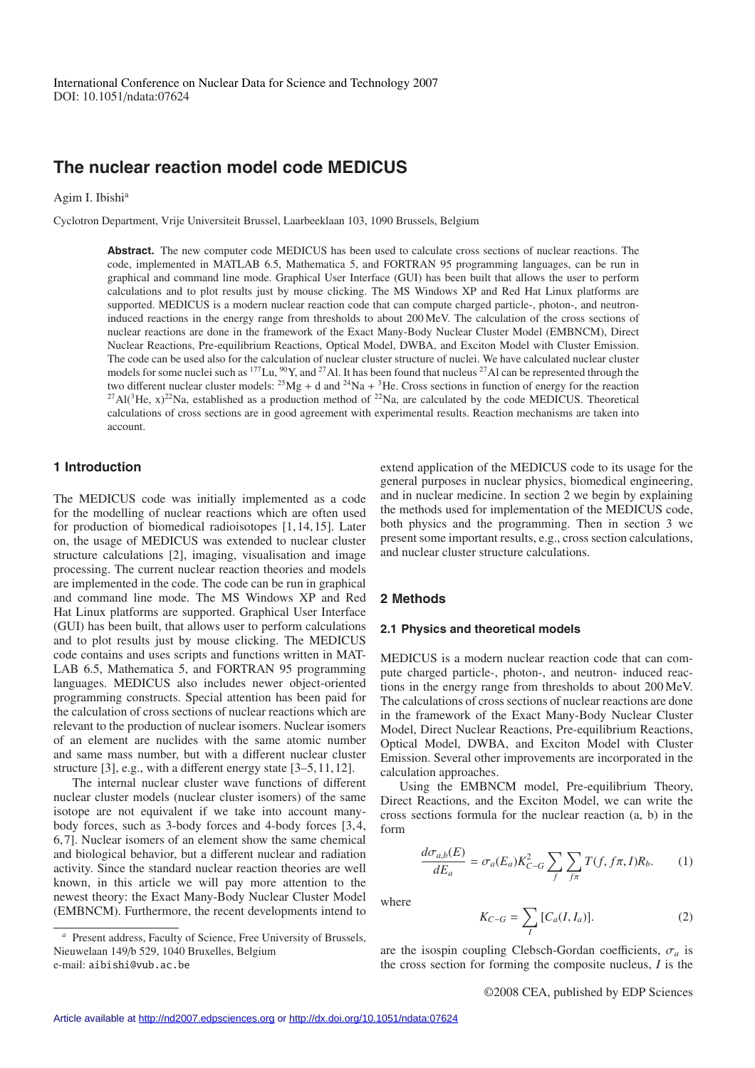International Conference on Nuclear Data for Science and Technology 2007
DOI: 10.1051/ndata:07624

# The nuclear reaction model code MEDICUS

Agim I. Ibishi[a]

Cyclotron Department, Vrije Universiteit Brussel, Laarbeeklaan 103, 1090 Brussels, Belgium

**Abstract.** The new computer code MEDICUS has been used to calculate cross sections of nuclear reactions. The code, implemented in MATLAB 6.5, Mathematica 5, and FORTRAN 95 programming languages, can be run in graphical and command line mode. Graphical User Interface (GUI) has been built that allows the user to perform calculations and to plot results just by mouse clicking. The MS Windows XP and Red Hat Linux platforms are supported. MEDICUS is a modern nuclear reaction code that can compute charged particle-, photon-, and neutron-induced reactions in the energy range from thresholds to about 200 MeV. The calculation of the cross sections of nuclear reactions are done in the framework of the Exact Many-Body Nuclear Cluster Model (EMBNCM), Direct Nuclear Reactions, Pre-equilibrium Reactions, Optical Model, DWBA, and Exciton Model with Cluster Emission. The code can be used also for the calculation of nuclear cluster structure of nuclei. We have calculated nuclear cluster models for some nuclei such as $^{177}$Lu, $^{90}$Y, and $^{27}$Al. It has been found that nucleus $^{27}$Al can be represented through the two different nuclear cluster models: $^{25}$Mg + d and $^{24}$Na + $^{3}$He. Cross sections in function of energy for the reaction $^{27}$Al($^{3}$He, x)$^{22}$Na, established as a production method of $^{22}$Na, are calculated by the code MEDICUS. Theoretical calculations of cross sections are in good agreement with experimental results. Reaction mechanisms are taken into account.

## 1 Introduction

The MEDICUS code was initially implemented as a code for the modelling of nuclear reactions which are often used for production of biomedical radioisotopes [1, 14, 15]. Later on, the usage of MEDICUS was extended to nuclear cluster structure calculations [2], imaging, visualisation and image processing. The current nuclear reaction theories and models are implemented in the code. The code can be run in graphical and command line mode. The MS Windows XP and Red Hat Linux platforms are supported. Graphical User Interface (GUI) has been built, that allows user to perform calculations and to plot results just by mouse clicking. The MEDICUS code contains and uses scripts and functions written in MATLAB 6.5, Mathematica 5, and FORTRAN 95 programming languages. MEDICUS also includes newer object-oriented programming constructs. Special attention has been paid for the calculation of cross sections of nuclear reactions which are relevant to the production of nuclear isomers. Nuclear isomers of an element are nuclides with the same atomic number and same mass number, but with a different nuclear cluster structure [3], e.g., with a different energy state [3–5, 11, 12].

The internal nuclear cluster wave functions of different nuclear cluster models (nuclear cluster isomers) of the same isotope are not equivalent if we take into account many-body forces, such as 3-body forces and 4-body forces [3, 4, 6, 7]. Nuclear isomers of an element show the same chemical and biological behavior, but a different nuclear and radiation activity. Since the standard nuclear reaction theories are well known, in this article we will pay more attention to the newest theory: the Exact Many-Body Nuclear Cluster Model (EMBNCM). Furthermore, the recent developments intend to extend application of the MEDICUS code to its usage for the general purposes in nuclear physics, biomedical engineering, and in nuclear medicine. In section 2 we begin by explaining the methods used for implementation of the MEDICUS code, both physics and the programming. Then in section 3 we present some important results, e.g., cross section calculations, and nuclear cluster structure calculations.

## 2 Methods

### 2.1 Physics and theoretical models

MEDICUS is a modern nuclear reaction code that can compute charged particle-, photon-, and neutron- induced reactions in the energy range from thresholds to about 200 MeV. The calculations of cross sections of nuclear reactions are done in the framework of the Exact Many-Body Nuclear Cluster Model, Direct Nuclear Reactions, Pre-equilibrium Reactions, Optical Model, DWBA, and Exciton Model with Cluster Emission. Several other improvements are incorporated in the calculation approaches.

Using the EMBNCM model, Pre-equilibrium Theory, Direct Reactions, and the Exciton Model, we can write the cross sections formula for the nuclear reaction (a, b) in the form

$$\frac{d\sigma_{a,b}(E)}{dE_a} = \sigma_a(E_a) K_{C-G}^2 \sum_f \sum_{f\pi} T(f, f\pi, I) R_b. \qquad (1)$$

where

$$K_{C-G} = \sum_I [C_a(I, I_a)]. \qquad (2)$$

are the isospin coupling Clebsch-Gordan coefficients, $\sigma_a$ is the cross section for forming the composite nucleus, $I$ is the

[a] Present address, Faculty of Science, Free University of Brussels, Nieuwelaan 149/b 529, 1040 Bruxelles, Belgium
e-mail: aibishi@vub.ac.be

©2008 CEA, published by EDP Sciences

Article available at http://nd2007.edpsciences.org or http://dx.doi.org/10.1051/ndata:07624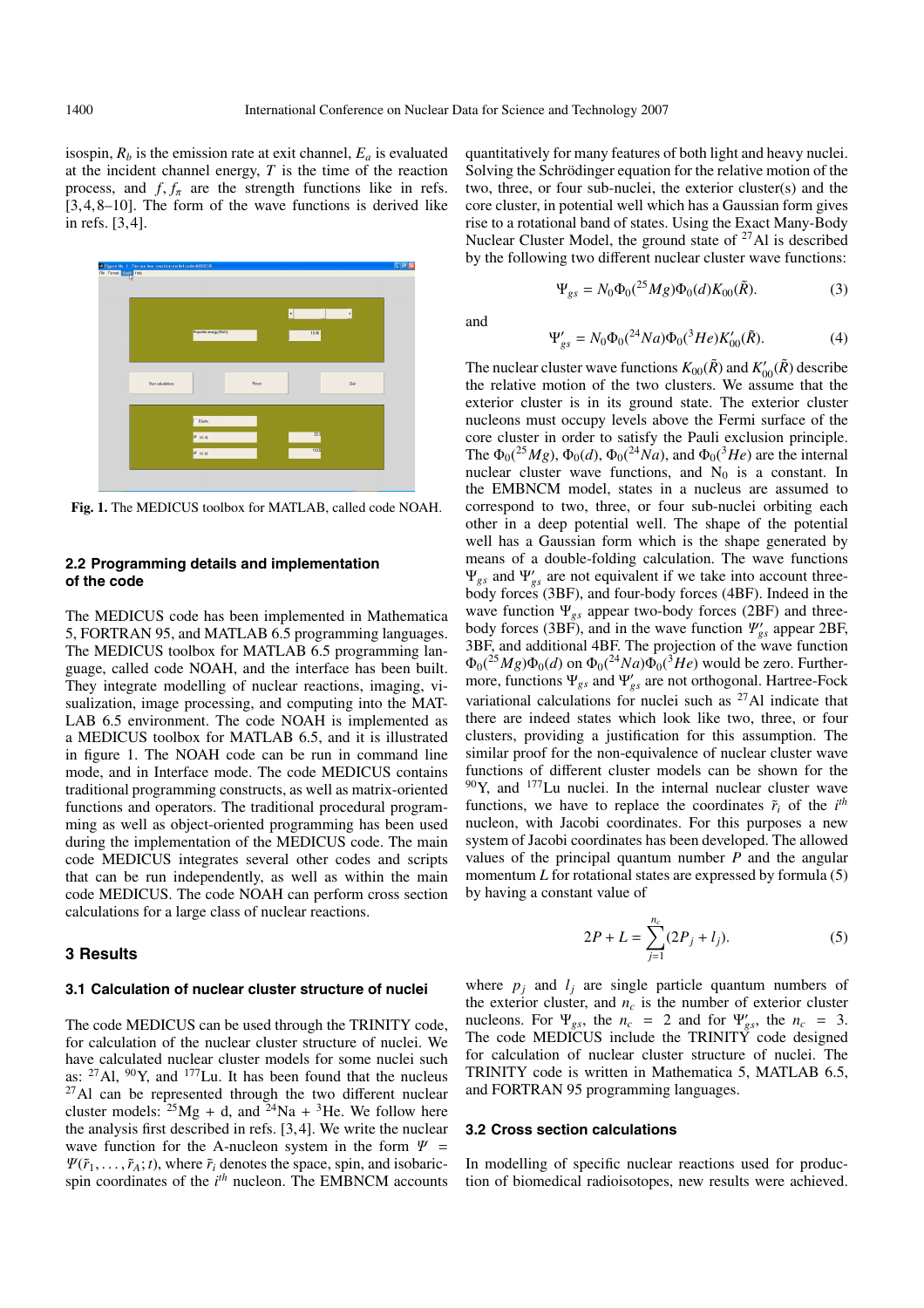isospin, $R_b$ is the emission rate at exit channel, $E_a$ is evaluated at the incident channel energy, $T$ is the time of the reaction process, and $f, f_\pi$ are the strength functions like in refs. [3,4,8–10]. The form of the wave functions is derived like in refs. [3,4].

**Fig. 1.** The MEDICUS toolbox for MATLAB, called code NOAH.

### 2.2 Programming details and implementation of the code

The MEDICUS code has been implemented in Mathematica 5, FORTRAN 95, and MATLAB 6.5 programming languages. The MEDICUS toolbox for MATLAB 6.5 programming language, called code NOAH, and the interface has been built. They integrate modelling of nuclear reactions, imaging, visualization, image processing, and computing into the MATLAB 6.5 environment. The code NOAH is implemented as a MEDICUS toolbox for MATLAB 6.5, and it is illustrated in figure 1. The NOAH code can be run in command line mode, and in Interface mode. The code MEDICUS contains traditional programming constructs, as well as matrix-oriented functions and operators. The traditional procedural programming as well as object-oriented programming has been used during the implementation of the MEDICUS code. The main code MEDICUS integrates several other codes and scripts that can be run independently, as well as within the main code MEDICUS. The code NOAH can perform cross section calculations for a large class of nuclear reactions.

## 3 Results

### 3.1 Calculation of nuclear cluster structure of nuclei

The code MEDICUS can be used through the TRINITY code, for calculation of the nuclear cluster structure of nuclei. We have calculated nuclear cluster models for some nuclei such as: $^{27}$Al, $^{90}$Y, and $^{177}$Lu. It has been found that the nucleus $^{27}$Al can be represented through the two different nuclear cluster models: $^{25}$Mg + d, and $^{24}$Na + $^{3}$He. We follow here the analysis first described in refs. [3,4]. We write the nuclear wave function for the A-nucleon system in the form $\Psi = \Psi(\tilde{r}_1, \ldots, \tilde{r}_A; t)$, where $\tilde{r}_i$ denotes the space, spin, and isobaric-spin coordinates of the $i^{th}$ nucleon. The EMBNCM accounts quantitatively for many features of both light and heavy nuclei. Solving the Schrödinger equation for the relative motion of the two, three, or four sub-nuclei, the exterior cluster(s) and the core cluster, in potential well which has a Gaussian form gives rise to a rotational band of states. Using the Exact Many-Body Nuclear Cluster Model, the ground state of $^{27}$Al is described by the following two different nuclear cluster wave functions:

$$\Psi_{gs} = N_0 \Phi_0(^{25}Mg)\Phi_0(d)K_{00}(\tilde{R}). \tag{3}$$

and

$$\Psi'_{gs} = N_0 \Phi_0(^{24}Na)\Phi_0(^{3}He)K'_{00}(\tilde{R}). \tag{4}$$

The nuclear cluster wave functions $K_{00}(\tilde{R})$ and $K'_{00}(\tilde{R})$ describe the relative motion of the two clusters. We assume that the exterior cluster is in its ground state. The exterior cluster nucleons must occupy levels above the Fermi surface of the core cluster in order to satisfy the Pauli exclusion principle. The $\Phi_0(^{25}Mg)$, $\Phi_0(d)$, $\Phi_0(^{24}Na)$, and $\Phi_0(^{3}He)$ are the internal nuclear cluster wave functions, and $N_0$ is a constant. In the EMBNCM model, states in a nucleus are assumed to correspond to two, three, or four sub-nuclei orbiting each other in a deep potential well. The shape of the potential well has a Gaussian form which is the shape generated by means of a double-folding calculation. The wave functions $\Psi_{gs}$ and $\Psi'_{gs}$ are not equivalent if we take into account three-body forces (3BF), and four-body forces (4BF). Indeed in the wave function $\Psi_{gs}$ appear two-body forces (2BF) and three-body forces (3BF), and in the wave function $\Psi'_{gs}$ appear 2BF, 3BF, and additional 4BF. The projection of the wave function $\Phi_0(^{25}Mg)\Phi_0(d)$ on $\Phi_0(^{24}Na)\Phi_0(^{3}He)$ would be zero. Furthermore, functions $\Psi_{gs}$ and $\Psi'_{gs}$ are not orthogonal. Hartree-Fock variational calculations for nuclei such as $^{27}$Al indicate that there are indeed states which look like two, three, or four clusters, providing a justification for this assumption. The similar proof for the non-equivalence of nuclear cluster wave functions of different cluster models can be shown for the $^{90}$Y, and $^{177}$Lu nuclei. In the internal nuclear cluster wave functions, we have to replace the coordinates $\tilde{r}_i$ of the $i^{th}$ nucleon, with Jacobi coordinates. For this purposes a new system of Jacobi coordinates has been developed. The allowed values of the principal quantum number $P$ and the angular momentum $L$ for rotational states are expressed by formula (5) by having a constant value of

$$2P + L = \sum_{j=1}^{n_c} (2P_j + l_j). \tag{5}$$

where $p_j$ and $l_j$ are single particle quantum numbers of the exterior cluster, and $n_c$ is the number of exterior cluster nucleons. For $\Psi_{gs}$, the $n_c = 2$ and for $\Psi'_{gs}$, the $n_c = 3$. The code MEDICUS include the TRINITY code designed for calculation of nuclear cluster structure of nuclei. The TRINITY code is written in Mathematica 5, MATLAB 6.5, and FORTRAN 95 programming languages.

### 3.2 Cross section calculations

In modelling of specific nuclear reactions used for production of biomedical radioisotopes, new results were achieved.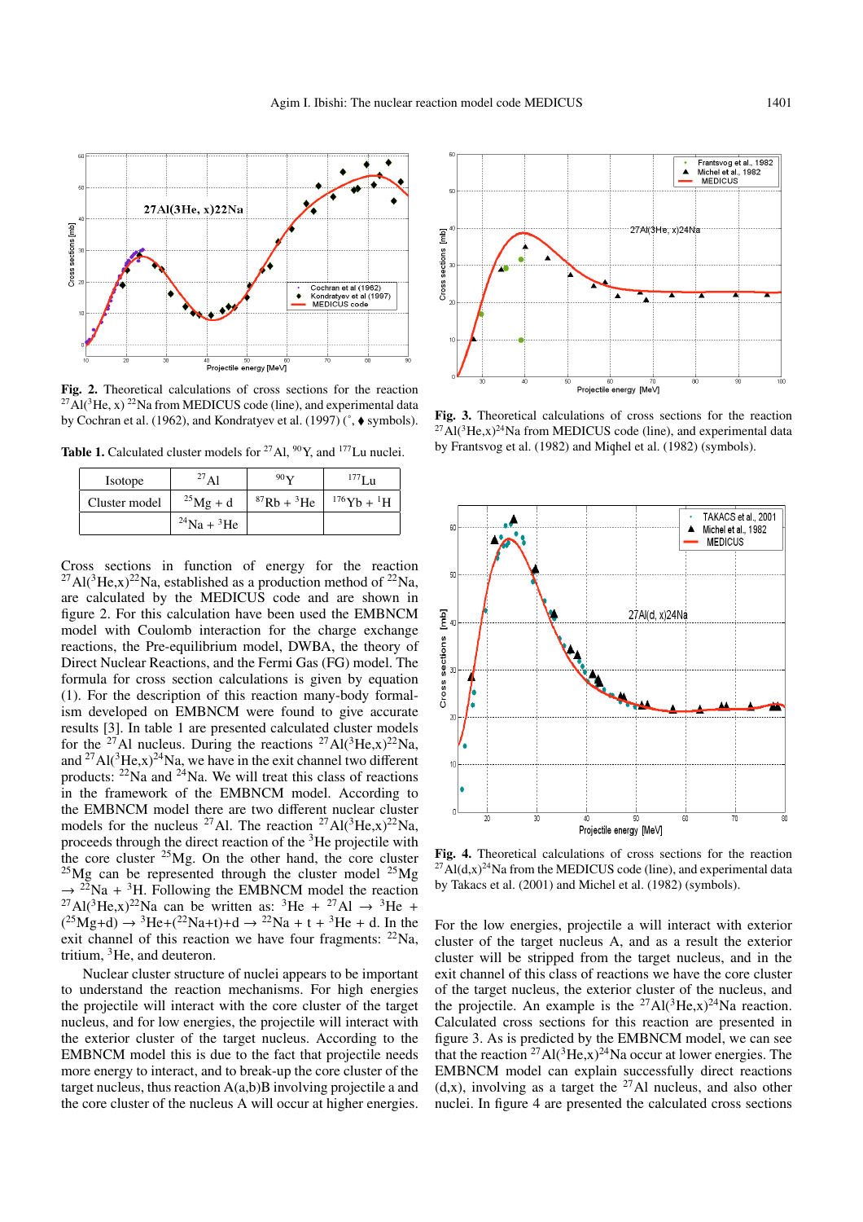**Fig. 2.** Theoretical calculations of cross sections for the reaction $^{27}$Al($^3$He, x) $^{22}$Na from MEDICUS code (line), and experimental data by Cochran et al. (1962), and Kondratyev et al. (1997) (˚, ♦ symbols).

**Fig. 3.** Theoretical calculations of cross sections for the reaction $^{27}$Al($^3$He,x)$^{24}$Na from MEDICUS code (line), and experimental data by Frantsvog et al. (1982) and Miqhel et al. (1982) (symbols).

**Table 1.** Calculated cluster models for $^{27}$Al, $^{90}$Y, and $^{177}$Lu nuclei.

| Isotope | $^{27}$Al | $^{90}$Y | $^{177}$Lu |
|---|---|---|---|
| Cluster model | $^{25}$Mg + d | $^{87}$Rb + $^3$He | $^{176}$Yb + $^1$H |
| | $^{24}$Na + $^3$He | | |

Cross sections in function of energy for the reaction $^{27}$Al($^3$He,x)$^{22}$Na, established as a production method of $^{22}$Na, are calculated by the MEDICUS code and are shown in figure 2. For this calculation have been used the EMBNCM model with Coulomb interaction for the charge exchange reactions, the Pre-equilibrium model, DWBA, the theory of Direct Nuclear Reactions, and the Fermi Gas (FG) model. The formula for cross section calculations is given by equation (1). For the description of this reaction many-body formalism developed on EMBNCM were found to give accurate results [3]. In table 1 are presented calculated cluster models for the $^{27}$Al nucleus. During the reactions $^{27}$Al($^3$He,x)$^{22}$Na, and $^{27}$Al($^3$He,x)$^{24}$Na, we have in the exit channel two different products: $^{22}$Na and $^{24}$Na. We will treat this class of reactions in the framework of the EMBNCM model. According to the EMBNCM model there are two different nuclear cluster models for the nucleus $^{27}$Al. The reaction $^{27}$Al($^3$He,x)$^{22}$Na, proceeds through the direct reaction of the $^3$He projectile with the core cluster $^{25}$Mg. On the other hand, the core cluster $^{25}$Mg can be represented through the cluster model $^{25}$Mg $\to$ $^{22}$Na + $^3$H. Following the EMBNCM model the reaction $^{27}$Al($^3$He,x)$^{22}$Na can be written as: $^3$He + $^{27}$Al $\to$ $^3$He + ($^{25}$Mg+d) $\to$ $^3$He+($^{22}$Na+t)+d $\to$ $^{22}$Na + t + $^3$He + d. In the exit channel of this reaction we have four fragments: $^{22}$Na, tritium, $^3$He, and deuteron.

Nuclear cluster structure of nuclei appears to be important to understand the reaction mechanisms. For high energies the projectile will interact with the core cluster of the target nucleus, and for low energies, the projectile will interact with the exterior cluster of the target nucleus. According to the EMBNCM model this is due to the fact that projectile needs more energy to interact, and to break-up the core cluster of the target nucleus, thus reaction A(a,b)B involving projectile a and the core cluster of the nucleus A will occur at higher energies.

**Fig. 4.** Theoretical calculations of cross sections for the reaction $^{27}$Al(d,x)$^{24}$Na from the MEDICUS code (line), and experimental data by Takacs et al. (2001) and Michel et al. (1982) (symbols).

For the low energies, projectile a will interact with exterior cluster of the target nucleus A, and as a result the exterior cluster will be stripped from the target nucleus, and in the exit channel of this class of reactions we have the core cluster of the target nucleus, the exterior cluster of the nucleus, and the projectile. An example is the $^{27}$Al($^3$He,x)$^{24}$Na reaction. Calculated cross sections for this reaction are presented in figure 3. As is predicted by the EMBNCM model, we can see that the reaction $^{27}$Al($^3$He,x)$^{24}$Na occur at lower energies. The EMBNCM model can explain successfully direct reactions (d,x), involving as a target the $^{27}$Al nucleus, and also other nuclei. In figure 4 are presented the calculated cross sections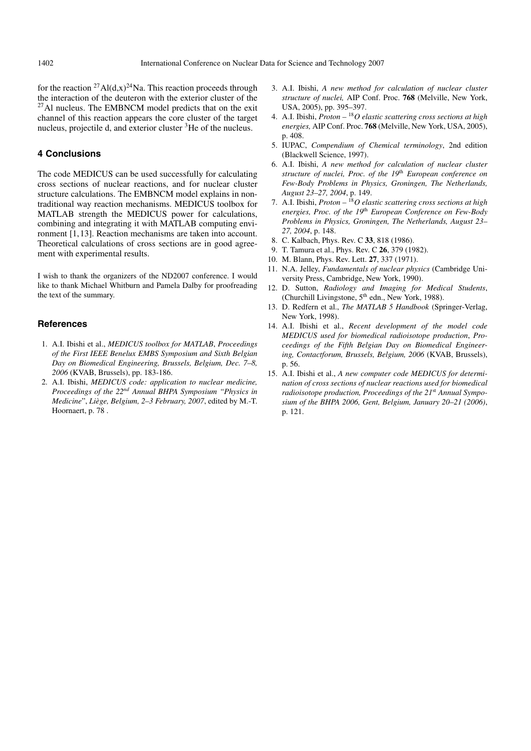for the reaction $^{27}Al(d,x)^{24}Na$. This reaction proceeds through the interaction of the deuteron with the exterior cluster of the $^{27}Al$ nucleus. The EMBNCM model predicts that on the exit channel of this reaction appears the core cluster of the target nucleus, projectile d, and exterior cluster $^{3}He$ of the nucleus.

## 4 Conclusions

The code MEDICUS can be used successfully for calculating cross sections of nuclear reactions, and for nuclear cluster structure calculations. The EMBNCM model explains in non-traditional way reaction mechanisms. MEDICUS toolbox for MATLAB strength the MEDICUS power for calculations, combining and integrating it with MATLAB computing environment [1, 13]. Reaction mechanisms are taken into account. Theoretical calculations of cross sections are in good agreement with experimental results.

I wish to thank the organizers of the ND2007 conference. I would like to thank Michael Whitburn and Pamela Dalby for proofreading the text of the summary.

## References

1. A.I. Ibishi et al., *MEDICUS toolbox for MATLAB*, *Proceedings of the First IEEE Benelux EMBS Symposium and Sixth Belgian Day on Biomedical Engineering, Brussels, Belgium, Dec. 7–8, 2006* (KVAB, Brussels), pp. 183-186.
2. A.I. Ibishi, *MEDICUS code: application to nuclear medicine, Proceedings of the 22nd Annual BHPA Symposium "Physics in Medicine", Liège, Belgium, 2–3 February, 2007*, edited by M.-T. Hoornaert, p. 78 .
3. A.I. Ibishi, *A new method for calculation of nuclear cluster structure of nuclei,* AIP Conf. Proc. **768** (Melville, New York, USA, 2005), pp. 395–397.
4. A.I. Ibishi, *Proton – $^{18}O$ elastic scattering cross sections at high energies,* AIP Conf. Proc. **768** (Melville, New York, USA, 2005), p. 408.
5. IUPAC, *Compendium of Chemical terminology*, 2nd edition (Blackwell Science, 1997).
6. A.I. Ibishi, *A new method for calculation of nuclear cluster structure of nuclei, Proc. of the 19th European conference on Few-Body Problems in Physics, Groningen, The Netherlands, August 23–27, 2004*, p. 149.
7. A.I. Ibishi, *Proton – $^{18}O$ elastic scattering cross sections at high energies, Proc. of the 19th European Conference on Few-Body Problems in Physics, Groningen, The Netherlands, August 23–27, 2004*, p. 148.
8. C. Kalbach, Phys. Rev. C **33**, 818 (1986).
9. T. Tamura et al., Phys. Rev. C **26**, 379 (1982).
10. M. Blann, Phys. Rev. Lett. **27**, 337 (1971).
11. N.A. Jelley, *Fundamentals of nuclear physics* (Cambridge University Press, Cambridge, New York, 1990).
12. D. Sutton, *Radiology and Imaging for Medical Students*, (Churchill Livingstone, 5th edn., New York, 1988).
13. D. Redfern et al., *The MATLAB 5 Handbook* (Springer-Verlag, New York, 1998).
14. A.I. Ibishi et al., *Recent development of the model code MEDICUS used for biomedical radioisotope production*, *Proceedings of the Fifth Belgian Day on Biomedical Engineering, Contactforum, Brussels, Belgium, 2006* (KVAB, Brussels), p. 56.
15. A.I. Ibishi et al., *A new computer code MEDICUS for determination of cross sections of nuclear reactions used for biomedical radioisotope production, Proceedings of the 21st Annual Symposium of the BHPA 2006, Gent, Belgium, January 20–21 (2006)*, p. 121.